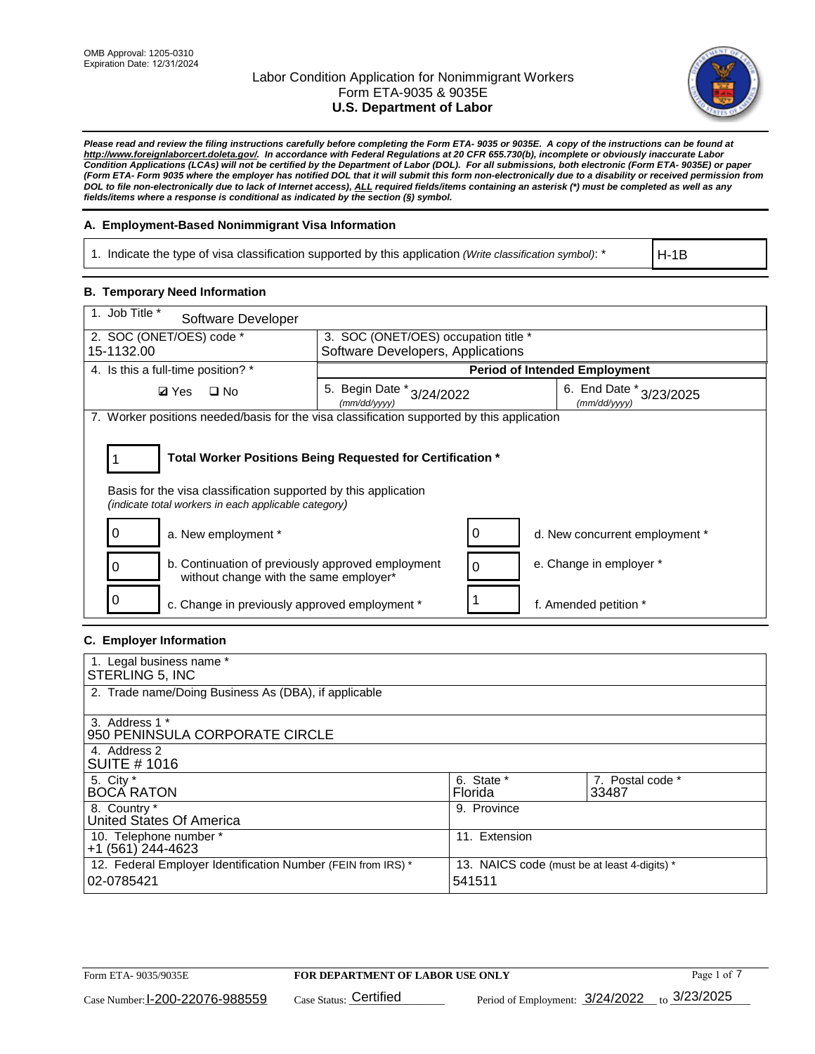OMB Approval: 1205-0310
Expiration Date: 12/31/2024

# Labor Condition Application for Nonimmigrant Workers
## Form ETA-9035 & 9035E
## U.S. Department of Labor

***Please read and review the filing instructions carefully before completing the Form ETA- 9035 or 9035E. A copy of the instructions can be found at http://www.foreignlaborcert.doleta.gov/. In accordance with Federal Regulations at 20 CFR 655.730(b), incomplete or obviously inaccurate Labor Condition Applications (LCAs) will not be certified by the Department of Labor (DOL). For all submissions, both electronic (Form ETA- 9035E) or paper (Form ETA- Form 9035 where the employer has notified DOL that it will submit this form non-electronically due to a disability or received permission from DOL to file non-electronically due to lack of Internet access), ALL required fields/items containing an asterisk (*) must be completed as well as any fields/items where a response is conditional as indicated by the section (§) symbol.***

### A. Employment-Based Nonimmigrant Visa Information

| 1. Indicate the type of visa classification supported by this application *(Write classification symbol)*: * | H-1B |
|---|---|

### B. Temporary Need Information

| 1. Job Title * Software Developer | | |
|---|---|---|
| 2. SOC (ONET/OES) code * 15-1132.00 | 3. SOC (ONET/OES) occupation title * Software Developers, Applications | |
| 4. Is this a full-time position? * | Period of Intended Employment | |
| ☑ Yes ☐ No | 5. Begin Date * *(mm/dd/yyyy)* 3/24/2022 | 6. End Date * *(mm/dd/yyyy)* 3/23/2025 |

7. Worker positions needed/basis for the visa classification supported by this application

**1** — **Total Worker Positions Being Requested for Certification ***

Basis for the visa classification supported by this application
*(indicate total workers in each applicable category)*

| Count | Category | Count | Category |
|---|---|---|---|
| 0 | a. New employment * | 0 | d. New concurrent employment * |
| 0 | b. Continuation of previously approved employment without change with the same employer* | 0 | e. Change in employer * |
| 0 | c. Change in previously approved employment * | 1 | f. Amended petition * |

### C. Employer Information

| 1. Legal business name * STERLING 5, INC | | |
|---|---|---|
| 2. Trade name/Doing Business As (DBA), if applicable | | |
| 3. Address 1 * 950 PENINSULA CORPORATE CIRCLE | | |
| 4. Address 2 SUITE # 1016 | | |
| 5. City * BOCA RATON | 6. State * Florida | 7. Postal code * 33487 |
| 8. Country * United States Of America | 9. Province | |
| 10. Telephone number * +1 (561) 244-4623 | 11. Extension | |
| 12. Federal Employer Identification Number (FEIN from IRS) * 02-0785421 | 13. NAICS code (must be at least 4-digits) * 541511 | |

Form ETA- 9035/9035E — **FOR DEPARTMENT OF LABOR USE ONLY**

Case Number: I-200-22076-988559 Case Status: Certified Period of Employment: 3/24/2022 to 3/23/2025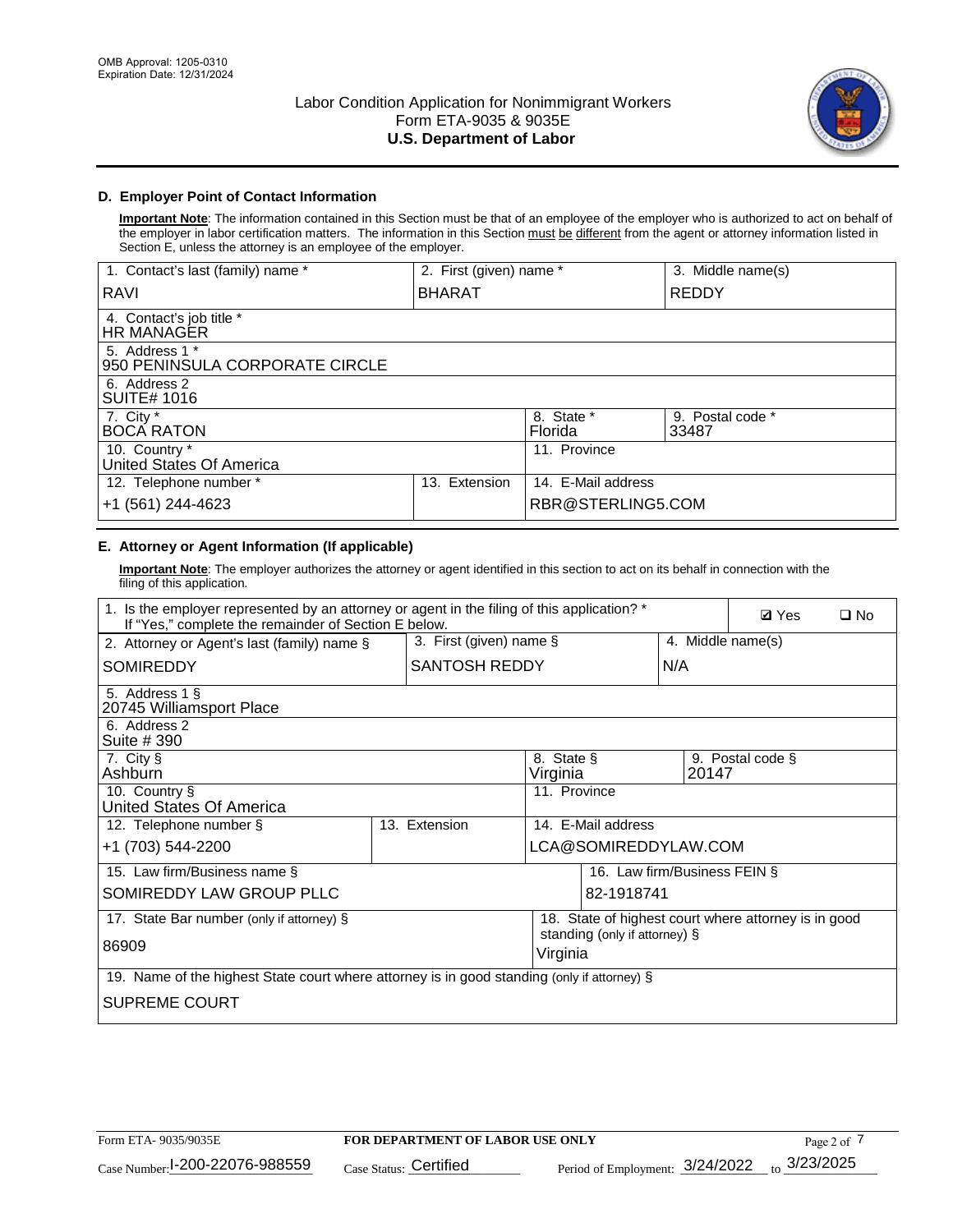Labor Condition Application for Nonimmigrant Workers
Form ETA-9035 & 9035E
**U.S. Department of Labor**

### D. Employer Point of Contact Information

**Important Note**: The information contained in this Section must be that of an employee of the employer who is authorized to act on behalf of the employer in labor certification matters. The information in this Section must be different from the agent or attorney information listed in Section E, unless the attorney is an employee of the employer.

| 1. Contact's last (family) name * | 2. First (given) name * | 3. Middle name(s) |
|---|---|---|
| RAVI | BHARAT | REDDY |

| | | |
|---|---|---|
| 4. Contact's job title * HR MANAGER | | |
| 5. Address 1 * 950 PENINSULA CORPORATE CIRCLE | | |
| 6. Address 2 SUITE# 1016 | | |
| 7. City * BOCA RATON | 8. State * Florida | 9. Postal code * 33487 |
| 10. Country * United States Of America | 11. Province | |
| 12. Telephone number * +1 (561) 244-4623 | 13. Extension | 14. E-Mail address RBR@STERLING5.COM |

### E. Attorney or Agent Information (If applicable)

**Important Note**: The employer authorizes the attorney or agent identified in this section to act on its behalf in connection with the filing of this application.

1. Is the employer represented by an attorney or agent in the filing of this application? * If "Yes," complete the remainder of Section E below. ☑ Yes ☐ No

| 2. Attorney or Agent's last (family) name § | 3. First (given) name § | 4. Middle name(s) |
|---|---|---|
| SOMIREDDY | SANTOSH REDDY | N/A |

| | | |
|---|---|---|
| 5. Address 1 § 20745 Williamsport Place | | |
| 6. Address 2 Suite # 390 | | |
| 7. City § Ashburn | 8. State § Virginia | 9. Postal code § 20147 |
| 10. Country § United States Of America | 11. Province | |
| 12. Telephone number § +1 (703) 544-2200 | 13. Extension | 14. E-Mail address LCA@SOMIREDDYLAW.COM |
| 15. Law firm/Business name § SOMIREDDY LAW GROUP PLLC | | 16. Law firm/Business FEIN § 82-1918741 |
| 17. State Bar number (only if attorney) § 86909 | | 18. State of highest court where attorney is in good standing (only if attorney) § Virginia |
| 19. Name of the highest State court where attorney is in good standing (only if attorney) § SUPREME COURT | | |

Form ETA- 9035/9035E | **FOR DEPARTMENT OF LABOR USE ONLY**

Case Number: I-200-22076-988559 Case Status: Certified Period of Employment: 3/24/2022 to 3/23/2025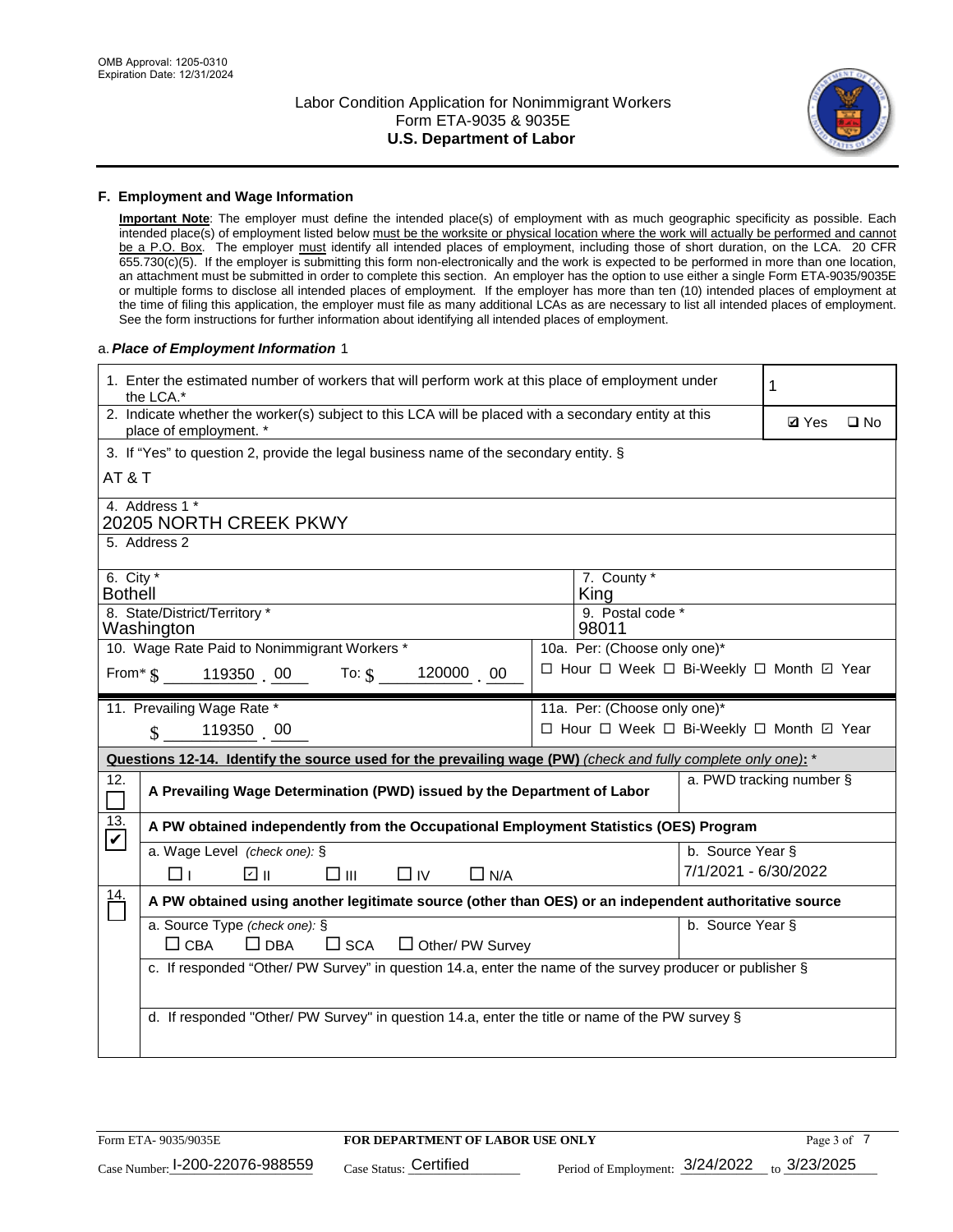OMB Approval: 1205-0310
Expiration Date: 12/31/2024

# Labor Condition Application for Nonimmigrant Workers
## Form ETA-9035 & 9035E
## U.S. Department of Labor

### F. Employment and Wage Information

**Important Note**: The employer must define the intended place(s) of employment with as much geographic specificity as possible. Each intended place(s) of employment listed below must be the worksite or physical location where the work will actually be performed and cannot be a P.O. Box. The employer must identify all intended places of employment, including those of short duration, on the LCA. 20 CFR 655.730(c)(5). If the employer is submitting this form non-electronically and the work is expected to be performed in more than one location, an attachment must be submitted in order to complete this section. An employer has the option to use either a single Form ETA-9035/9035E or multiple forms to disclose all intended places of employment. If the employer has more than ten (10) intended places of employment at the time of filing this application, the employer must file as many additional LCAs as are necessary to list all intended places of employment. See the form instructions for further information about identifying all intended places of employment.

a. ***Place of Employment Information*** 1

| | |
|---|---|
| 1. Enter the estimated number of workers that will perform work at this place of employment under the LCA.* | 1 |
| 2. Indicate whether the worker(s) subject to this LCA will be placed with a secondary entity at this place of employment. * | ☑ Yes ☐ No |
| 3. If "Yes" to question 2, provide the legal business name of the secondary entity. § AT & T | |
| 4. Address 1 * 20205 NORTH CREEK PKWY | |
| 5. Address 2 | |
| 6. City * Bothell | 7. County * King |
| 8. State/District/Territory * Washington | 9. Postal code * 98011 |
| 10. Wage Rate Paid to Nonimmigrant Workers * From* $ 119350 . 00 To: $ 120000 . 00 | 10a. Per: (Choose only one)* ☐ Hour ☐ Week ☐ Bi-Weekly ☐ Month ☑ Year |
| 11. Prevailing Wage Rate * $ 119350 . 00 | 11a. Per: (Choose only one)* ☐ Hour ☐ Week ☐ Bi-Weekly ☐ Month ☑ Year |

**Questions 12-14. Identify the source used for the prevailing wage (PW)** *(check and fully complete only one)*: *

| | | |
|---|---|---|
| 12. ☐ | **A Prevailing Wage Determination (PWD) issued by the Department of Labor** | a. PWD tracking number § |
| 13. ☑ | **A PW obtained independently from the Occupational Employment Statistics (OES) Program** | |
| | a. Wage Level *(check one)*: § ☐ I ☑ II ☐ III ☐ IV ☐ N/A | b. Source Year § 7/1/2021 - 6/30/2022 |
| 14. ☐ | **A PW obtained using another legitimate source (other than OES) or an independent authoritative source** | |
| | a. Source Type *(check one)*: § ☐ CBA ☐ DBA ☐ SCA ☐ Other/ PW Survey | b. Source Year § |
| | c. If responded "Other/ PW Survey" in question 14.a, enter the name of the survey producer or publisher § | |
| | d. If responded "Other/ PW Survey" in question 14.a, enter the title or name of the PW survey § | |

Form ETA- 9035/9035E | **FOR DEPARTMENT OF LABOR USE ONLY**

Case Number: I-200-22076-988559 Case Status: Certified Period of Employment: 3/24/2022 to 3/23/2025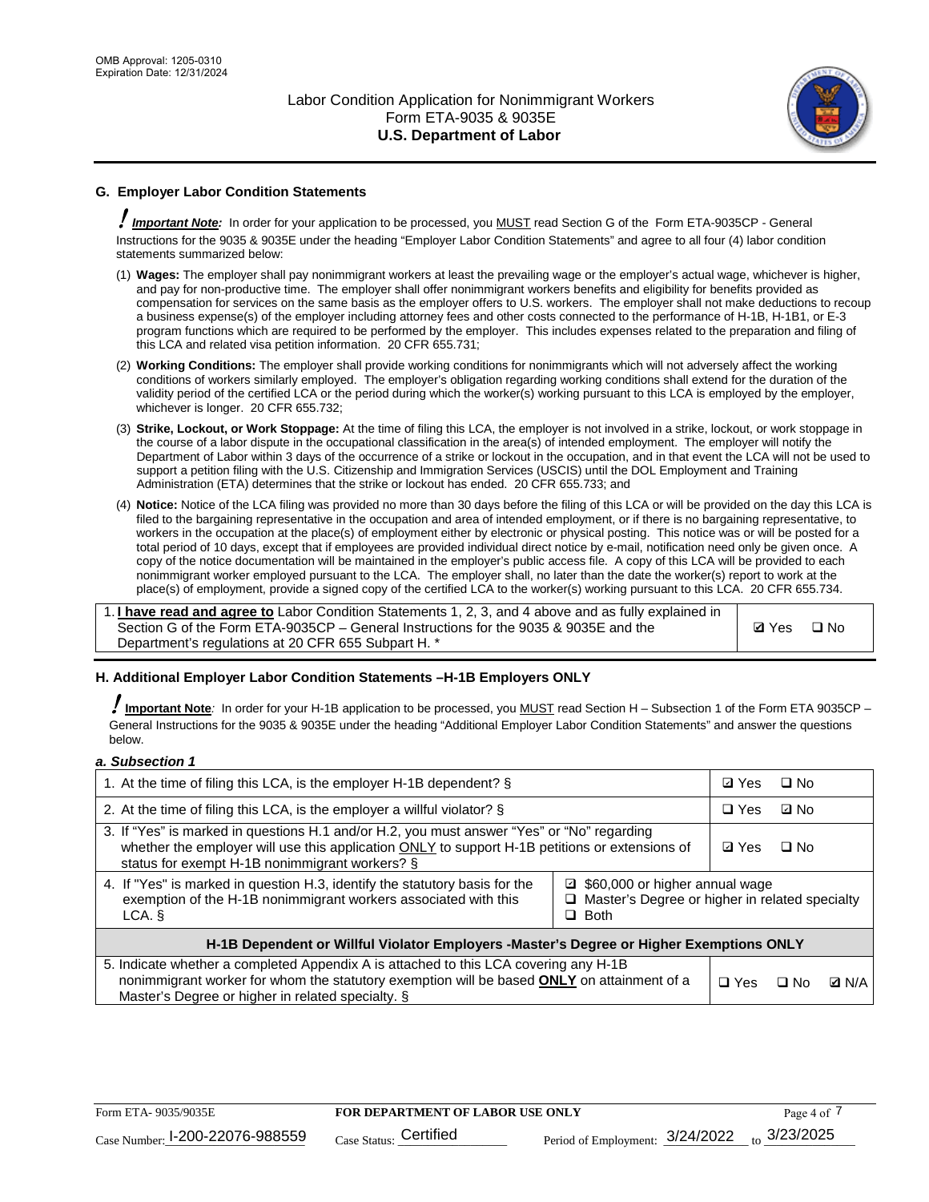## G. Employer Labor Condition Statements

**! Important Note:** In order for your application to be processed, you MUST read Section G of the Form ETA-9035CP - General Instructions for the 9035 & 9035E under the heading "Employer Labor Condition Statements" and agree to all four (4) labor condition statements summarized below:

(1) **Wages:** The employer shall pay nonimmigrant workers at least the prevailing wage or the employer's actual wage, whichever is higher, and pay for non-productive time. The employer shall offer nonimmigrant workers benefits and eligibility for benefits provided as compensation for services on the same basis as the employer offers to U.S. workers. The employer shall not make deductions to recoup a business expense(s) of the employer including attorney fees and other costs connected to the performance of H-1B, H-1B1, or E-3 program functions which are required to be performed by the employer. This includes expenses related to the preparation and filing of this LCA and related visa petition information. 20 CFR 655.731;

(2) **Working Conditions:** The employer shall provide working conditions for nonimmigrants which will not adversely affect the working conditions of workers similarly employed. The employer's obligation regarding working conditions shall extend for the duration of the validity period of the certified LCA or the period during which the worker(s) working pursuant to this LCA is employed by the employer, whichever is longer. 20 CFR 655.732;

(3) **Strike, Lockout, or Work Stoppage:** At the time of filing this LCA, the employer is not involved in a strike, lockout, or work stoppage in the course of a labor dispute in the occupational classification in the area(s) of intended employment. The employer will notify the Department of Labor within 3 days of the occurrence of a strike or lockout in the occupation, and in that event the LCA will not be used to support a petition filing with the U.S. Citizenship and Immigration Services (USCIS) until the DOL Employment and Training Administration (ETA) determines that the strike or lockout has ended. 20 CFR 655.733; and

(4) **Notice:** Notice of the LCA filing was provided no more than 30 days before the filing of this LCA or will be provided on the day this LCA is filed to the bargaining representative in the occupation and area of intended employment, or if there is no bargaining representative, to workers in the occupation at the place(s) of employment either by electronic or physical posting. This notice was or will be posted for a total period of 10 days, except that if employees are provided individual direct notice by e-mail, notification need only be given once. A copy of the notice documentation will be maintained in the employer's public access file. A copy of this LCA will be provided to each nonimmigrant worker employed pursuant to the LCA. The employer shall, no later than the date the worker(s) report to work at the place(s) of employment, provide a signed copy of the certified LCA to the worker(s) working pursuant to this LCA. 20 CFR 655.734.

| | |
|---|---|
| 1. **I have read and agree to** Labor Condition Statements 1, 2, 3, and 4 above and as fully explained in Section G of the Form ETA-9035CP – General Instructions for the 9035 & 9035E and the Department's regulations at 20 CFR 655 Subpart H. * | ☑ Yes ☐ No |

## H. Additional Employer Labor Condition Statements –H-1B Employers ONLY

**! Important Note:** In order for your H-1B application to be processed, you MUST read Section H – Subsection 1 of the Form ETA 9035CP – General Instructions for the 9035 & 9035E under the heading "Additional Employer Labor Condition Statements" and answer the questions below.

*a. Subsection 1*

| | |
|---|---|
| 1. At the time of filing this LCA, is the employer H-1B dependent? § | ☑ Yes ☐ No |
| 2. At the time of filing this LCA, is the employer a willful violator? § | ☐ Yes ☑ No |
| 3. If "Yes" is marked in questions H.1 and/or H.2, you must answer "Yes" or "No" regarding whether the employer will use this application ONLY to support H-1B petitions or extensions of status for exempt H-1B nonimmigrant workers? § | ☑ Yes ☐ No |
| 4. If "Yes" is marked in question H.3, identify the statutory basis for the exemption of the H-1B nonimmigrant workers associated with this LCA. § | ☑ $60,000 or higher annual wage<br>☐ Master's Degree or higher in related specialty<br>☐ Both |
| **H-1B Dependent or Willful Violator Employers -Master's Degree or Higher Exemptions ONLY** | |
| 5. Indicate whether a completed Appendix A is attached to this LCA covering any H-1B nonimmigrant worker for whom the statutory exemption will be based **ONLY** on attainment of a Master's Degree or higher in related specialty. § | ☐ Yes ☐ No ☑ N/A |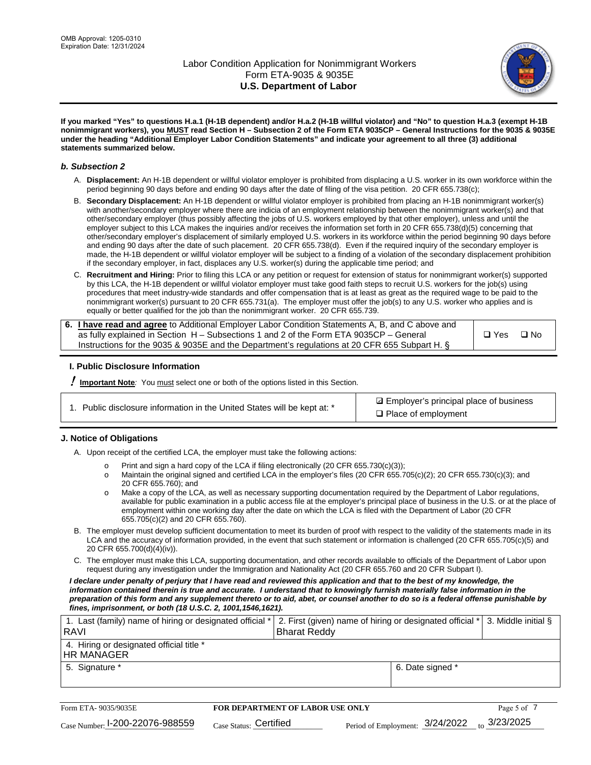**If you marked "Yes" to questions H.a.1 (H-1B dependent) and/or H.a.2 (H-1B willful violator) and "No" to question H.a.3 (exempt H-1B nonimmigrant workers), you MUST read Section H – Subsection 2 of the Form ETA 9035CP – General Instructions for the 9035 & 9035E under the heading "Additional Employer Labor Condition Statements" and indicate your agreement to all three (3) additional statements summarized below.**

### *b. Subsection 2*

A. **Displacement:** An H-1B dependent or willful violator employer is prohibited from displacing a U.S. worker in its own workforce within the period beginning 90 days before and ending 90 days after the date of filing of the visa petition. 20 CFR 655.738(c);

B. **Secondary Displacement:** An H-1B dependent or willful violator employer is prohibited from placing an H-1B nonimmigrant worker(s) with another/secondary employer where there are indicia of an employment relationship between the nonimmigrant worker(s) and that other/secondary employer (thus possibly affecting the jobs of U.S. workers employed by that other employer), unless and until the employer subject to this LCA makes the inquiries and/or receives the information set forth in 20 CFR 655.738(d)(5) concerning that other/secondary employer's displacement of similarly employed U.S. workers in its workforce within the period beginning 90 days before and ending 90 days after the date of such placement. 20 CFR 655.738(d). Even if the required inquiry of the secondary employer is made, the H-1B dependent or willful violator employer will be subject to a finding of a violation of the secondary displacement prohibition if the secondary employer, in fact, displaces any U.S. worker(s) during the applicable time period; and

C. **Recruitment and Hiring:** Prior to filing this LCA or any petition or request for extension of status for nonimmigrant worker(s) supported by this LCA, the H-1B dependent or willful violator employer must take good faith steps to recruit U.S. workers for the job(s) using procedures that meet industry-wide standards and offer compensation that is at least as great as the required wage to be paid to the nonimmigrant worker(s) pursuant to 20 CFR 655.731(a). The employer must offer the job(s) to any U.S. worker who applies and is equally or better qualified for the job than the nonimmigrant worker. 20 CFR 655.739.

| 6. **I have read and agree** to Additional Employer Labor Condition Statements A, B, and C above and as fully explained in Section H – Subsections 1 and 2 of the Form ETA 9035CP – General Instructions for the 9035 & 9035E and the Department's regulations at 20 CFR 655 Subpart H. § | ❑ Yes ❑ No |
|---|---|

## I. Public Disclosure Information

**! Important Note***:* You must select one or both of the options listed in this Section.

| 1. Public disclosure information in the United States will be kept at: * | ☑ Employer's principal place of business<br>❑ Place of employment |
|---|---|

## J. Notice of Obligations

A. Upon receipt of the certified LCA, the employer must take the following actions:

- o Print and sign a hard copy of the LCA if filing electronically (20 CFR 655.730(c)(3));
- o Maintain the original signed and certified LCA in the employer's files (20 CFR 655.705(c)(2); 20 CFR 655.730(c)(3); and 20 CFR 655.760); and
- o Make a copy of the LCA, as well as necessary supporting documentation required by the Department of Labor regulations, available for public examination in a public access file at the employer's principal place of business in the U.S. or at the place of employment within one working day after the date on which the LCA is filed with the Department of Labor (20 CFR 655.705(c)(2) and 20 CFR 655.760).

B. The employer must develop sufficient documentation to meet its burden of proof with respect to the validity of the statements made in its LCA and the accuracy of information provided, in the event that such statement or information is challenged (20 CFR 655.705(c)(5) and 20 CFR 655.700(d)(4)(iv)).

C. The employer must make this LCA, supporting documentation, and other records available to officials of the Department of Labor upon request during any investigation under the Immigration and Nationality Act (20 CFR 655.760 and 20 CFR Subpart I).

***I declare under penalty of perjury that I have read and reviewed this application and that to the best of my knowledge, the information contained therein is true and accurate. I understand that to knowingly furnish materially false information in the preparation of this form and any supplement thereto or to aid, abet, or counsel another to do so is a federal offense punishable by fines, imprisonment, or both (18 U.S.C. 2, 1001,1546,1621).***

| 1. Last (family) name of hiring or designated official *<br>RAVI | 2. First (given) name of hiring or designated official *<br>Bharat Reddy | 3. Middle initial § |
|---|---|---|
| 4. Hiring or designated official title *<br>HR MANAGER | | |
| 5. Signature * | 6. Date signed * | |

| Form ETA- 9035/9035E | FOR DEPARTMENT OF LABOR USE ONLY | |
|---|---|---|
| Case Number: I-200-22076-988559 | Case Status: Certified | Period of Employment: 3/24/2022 to 3/23/2025 |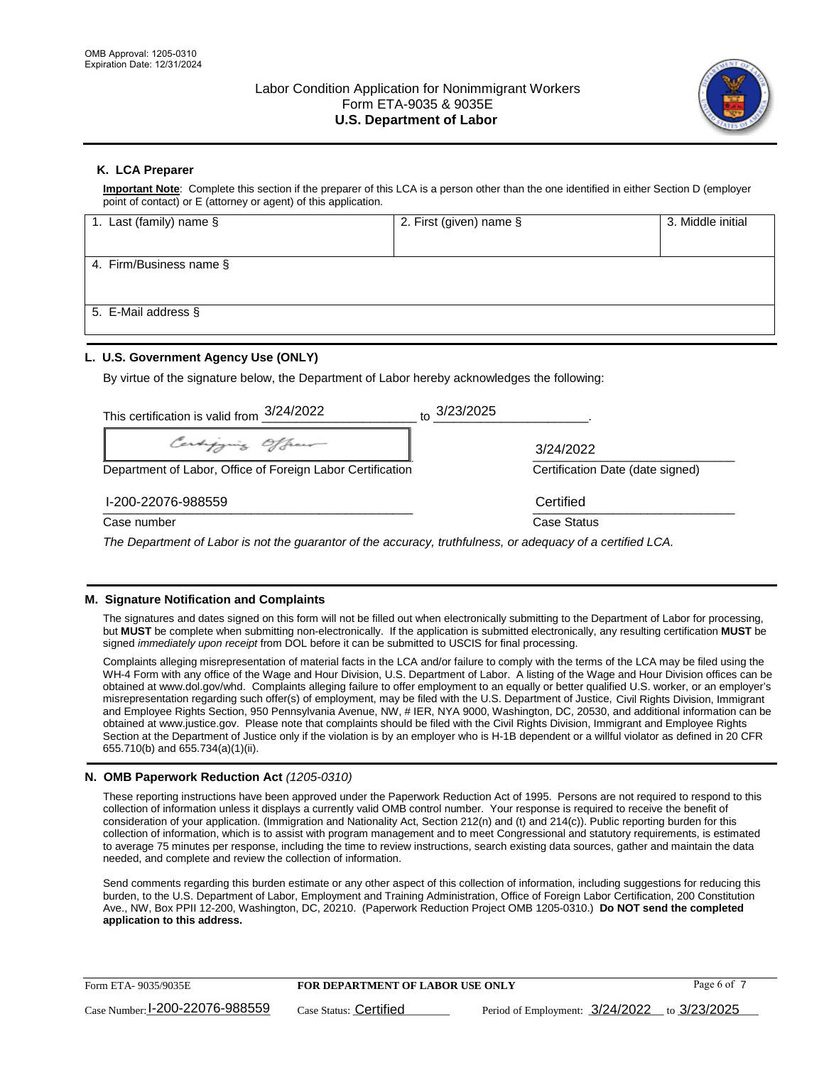OMB Approval: 1205-0310
Expiration Date: 12/31/2024

# Labor Condition Application for Nonimmigrant Workers
## Form ETA-9035 & 9035E
## U.S. Department of Labor

### K. LCA Preparer

**Important Note**: Complete this section if the preparer of this LCA is a person other than the one identified in either Section D (employer point of contact) or E (attorney or agent) of this application.

| 1. Last (family) name § | 2. First (given) name § | 3. Middle initial |
| --- | --- | --- |
| | | |
| 4. Firm/Business name § | | |
| 5. E-Mail address § | | |

### L. U.S. Government Agency Use (ONLY)

By virtue of the signature below, the Department of Labor hereby acknowledges the following:

This certification is valid from 3/24/2022 to 3/23/2025.

Certifying Officer

Department of Labor, Office of Foreign Labor Certification

3/24/2022
Certification Date (date signed)

I-200-22076-988559
Case number

Certified
Case Status

*The Department of Labor is not the guarantor of the accuracy, truthfulness, or adequacy of a certified LCA.*

### M. Signature Notification and Complaints

The signatures and dates signed on this form will not be filled out when electronically submitting to the Department of Labor for processing, but **MUST** be complete when submitting non-electronically. If the application is submitted electronically, any resulting certification **MUST** be signed *immediately upon receipt* from DOL before it can be submitted to USCIS for final processing.

Complaints alleging misrepresentation of material facts in the LCA and/or failure to comply with the terms of the LCA may be filed using the WH-4 Form with any office of the Wage and Hour Division, U.S. Department of Labor. A listing of the Wage and Hour Division offices can be obtained at www.dol.gov/whd. Complaints alleging failure to offer employment to an equally or better qualified U.S. worker, or an employer's misrepresentation regarding such offer(s) of employment, may be filed with the U.S. Department of Justice, Civil Rights Division, Immigrant and Employee Rights Section, 950 Pennsylvania Avenue, NW, # IER, NYA 9000, Washington, DC, 20530, and additional information can be obtained at www.justice.gov. Please note that complaints should be filed with the Civil Rights Division, Immigrant and Employee Rights Section at the Department of Justice only if the violation is by an employer who is H-1B dependent or a willful violator as defined in 20 CFR 655.710(b) and 655.734(a)(1)(ii).

### N. OMB Paperwork Reduction Act *(1205-0310)*

These reporting instructions have been approved under the Paperwork Reduction Act of 1995. Persons are not required to respond to this collection of information unless it displays a currently valid OMB control number. Your response is required to receive the benefit of consideration of your application. (Immigration and Nationality Act, Section 212(n) and (t) and 214(c)). Public reporting burden for this collection of information, which is to assist with program management and to meet Congressional and statutory requirements, is estimated to average 75 minutes per response, including the time to review instructions, search existing data sources, gather and maintain the data needed, and complete and review the collection of information.

Send comments regarding this burden estimate or any other aspect of this collection of information, including suggestions for reducing this burden, to the U.S. Department of Labor, Employment and Training Administration, Office of Foreign Labor Certification, 200 Constitution Ave., NW, Box PPII 12-200, Washington, DC, 20210. (Paperwork Reduction Project OMB 1205-0310.) **Do NOT send the completed application to this address.**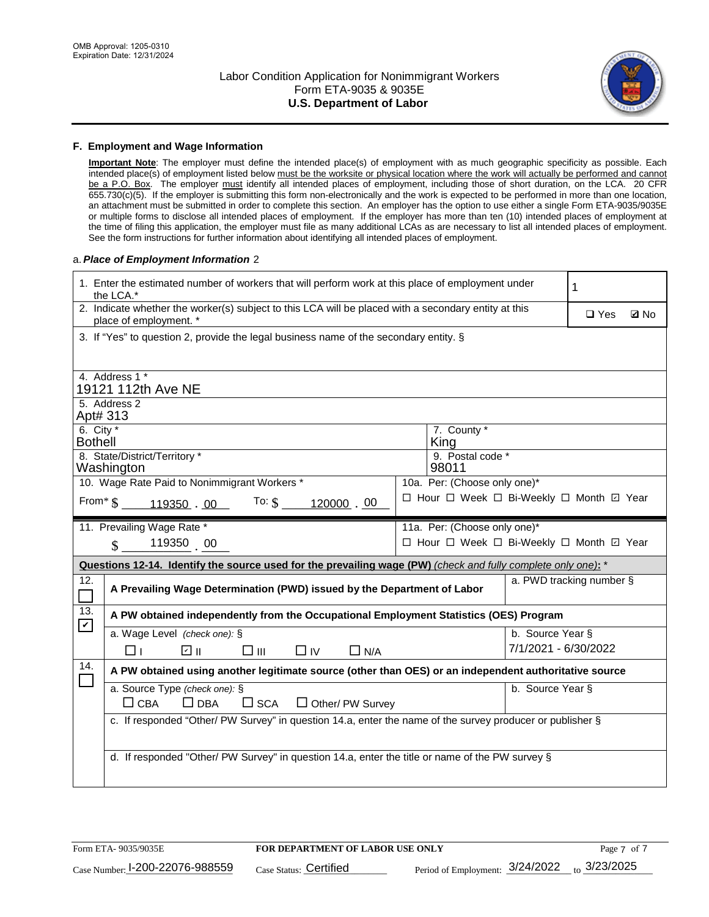## F. Employment and Wage Information

**Important Note**: The employer must define the intended place(s) of employment with as much geographic specificity as possible. Each intended place(s) of employment listed below must be the worksite or physical location where the work will actually be performed and cannot be a P.O. Box. The employer must identify all intended places of employment, including those of short duration, on the LCA. 20 CFR 655.730(c)(5). If the employer is submitting this form non-electronically and the work is expected to be performed in more than one location, an attachment must be submitted in order to complete this section. An employer has the option to use either a single Form ETA-9035/9035E or multiple forms to disclose all intended places of employment. If the employer has more than ten (10) intended places of employment at the time of filing this application, the employer must file as many additional LCAs as are necessary to list all intended places of employment. See the form instructions for further information about identifying all intended places of employment.

a. ***Place of Employment Information*** 2

| | |
|---|---|
| 1. Enter the estimated number of workers that will perform work at this place of employment under the LCA.* | 1 |
| 2. Indicate whether the worker(s) subject to this LCA will be placed with a secondary entity at this place of employment. * | ☐ Yes ☑ No |
| 3. If "Yes" to question 2, provide the legal business name of the secondary entity. § | |
| 4. Address 1 * 19121 112th Ave NE | |
| 5. Address 2 Apt# 313 | |
| 6. City * Bothell | 7. County * King |
| 8. State/District/Territory * Washington | 9. Postal code * 98011 |
| 10. Wage Rate Paid to Nonimmigrant Workers * From* $ 119350 . 00 To: $ 120000 . 00 | 10a. Per: (Choose only one)* ☐ Hour ☐ Week ☐ Bi-Weekly ☐ Month ☑ Year |
| 11. Prevailing Wage Rate * $ 119350 . 00 | 11a. Per: (Choose only one)* ☐ Hour ☐ Week ☐ Bi-Weekly ☐ Month ☑ Year |

**Questions 12-14. Identify the source used for the prevailing wage (PW)** *(check and fully complete only one)*: *

| | | |
|---|---|---|
| 12. ☐ | **A Prevailing Wage Determination (PWD) issued by the Department of Labor** | a. PWD tracking number § |
| 13. ☑ | **A PW obtained independently from the Occupational Employment Statistics (OES) Program** | |
| | a. Wage Level *(check one)*: § ☐ I ☑ II ☐ III ☐ IV ☐ N/A | b. Source Year § 7/1/2021 - 6/30/2022 |
| 14. ☐ | **A PW obtained using another legitimate source (other than OES) or an independent authoritative source** | |
| | a. Source Type *(check one)*: § ☐ CBA ☐ DBA ☐ SCA ☐ Other/ PW Survey | b. Source Year § |
| | c. If responded "Other/ PW Survey" in question 14.a, enter the name of the survey producer or publisher § | |
| | d. If responded "Other/ PW Survey" in question 14.a, enter the title or name of the PW survey § | |

Form ETA- 9035/9035E | **FOR DEPARTMENT OF LABOR USE ONLY**

Case Number: I-200-22076-988559 Case Status: Certified Period of Employment: 3/24/2022 to 3/23/2025